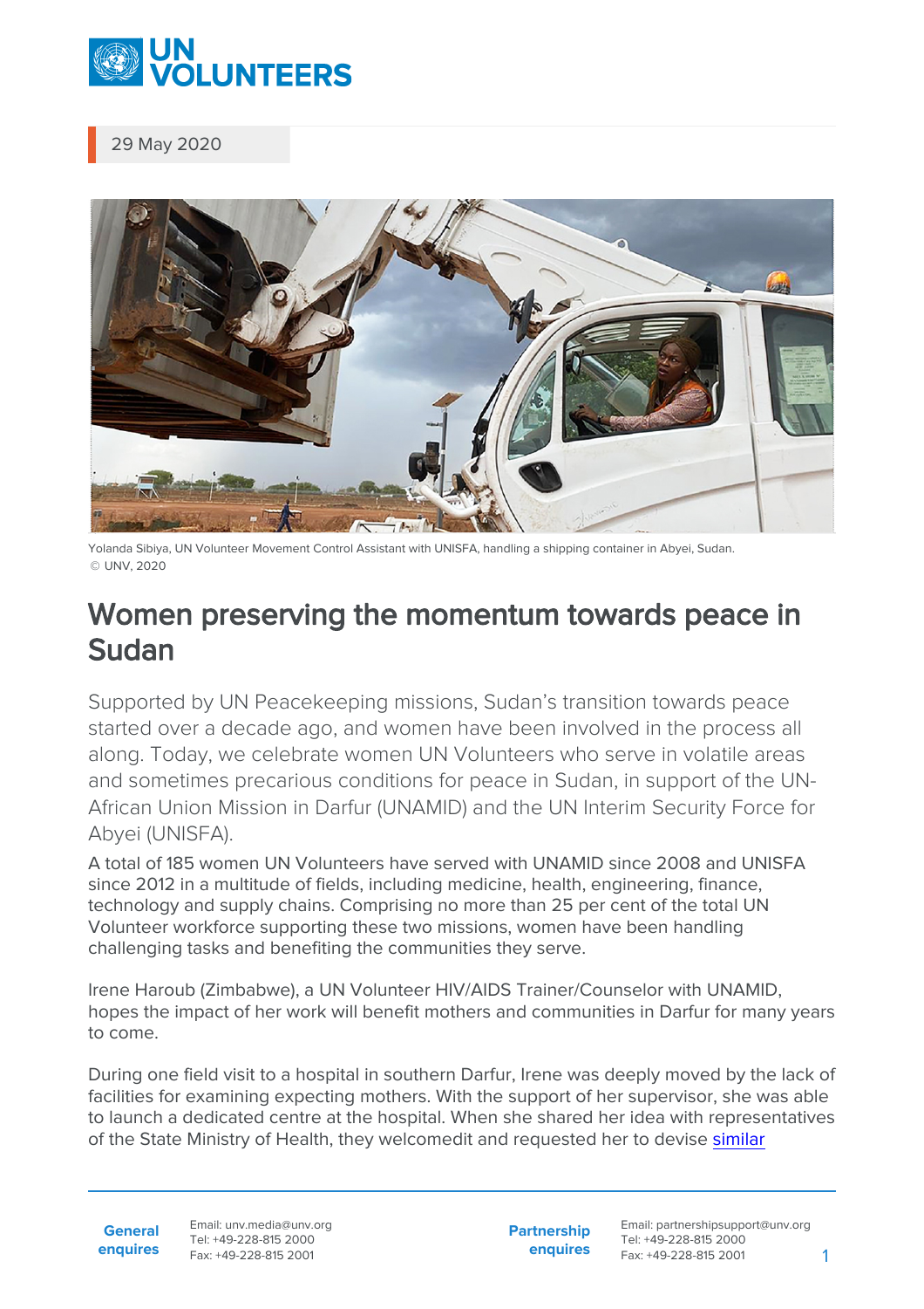29 May 2020

Yolanda Sibiya, UN Volunteer Movement Control Assistant with UNISFA, handling a shipping container in Abyei, Sudan.
© UNV, 2020

# Women preserving the momentum towards peace in Sudan

Supported by UN Peacekeeping missions, Sudan's transition towards peace started over a decade ago, and women have been involved in the process all along. Today, we celebrate women UN Volunteers who serve in volatile areas and sometimes precarious conditions for peace in Sudan, in support of the UN-African Union Mission in Darfur (UNAMID) and the UN Interim Security Force for Abyei (UNISFA).

A total of 185 women UN Volunteers have served with UNAMID since 2008 and UNISFA since 2012 in a multitude of fields, including medicine, health, engineering, finance, technology and supply chains. Comprising no more than 25 per cent of the total UN Volunteer workforce supporting these two missions, women have been handling challenging tasks and benefiting the communities they serve.

Irene Haroub (Zimbabwe), a UN Volunteer HIV/AIDS Trainer/Counselor with UNAMID, hopes the impact of her work will benefit mothers and communities in Darfur for many years to come.

During one field visit to a hospital in southern Darfur, Irene was deeply moved by the lack of facilities for examining expecting mothers. With the support of her supervisor, she was able to launch a dedicated centre at the hospital. When she shared her idea with representatives of the State Ministry of Health, they welcomedit and requested her to devise similar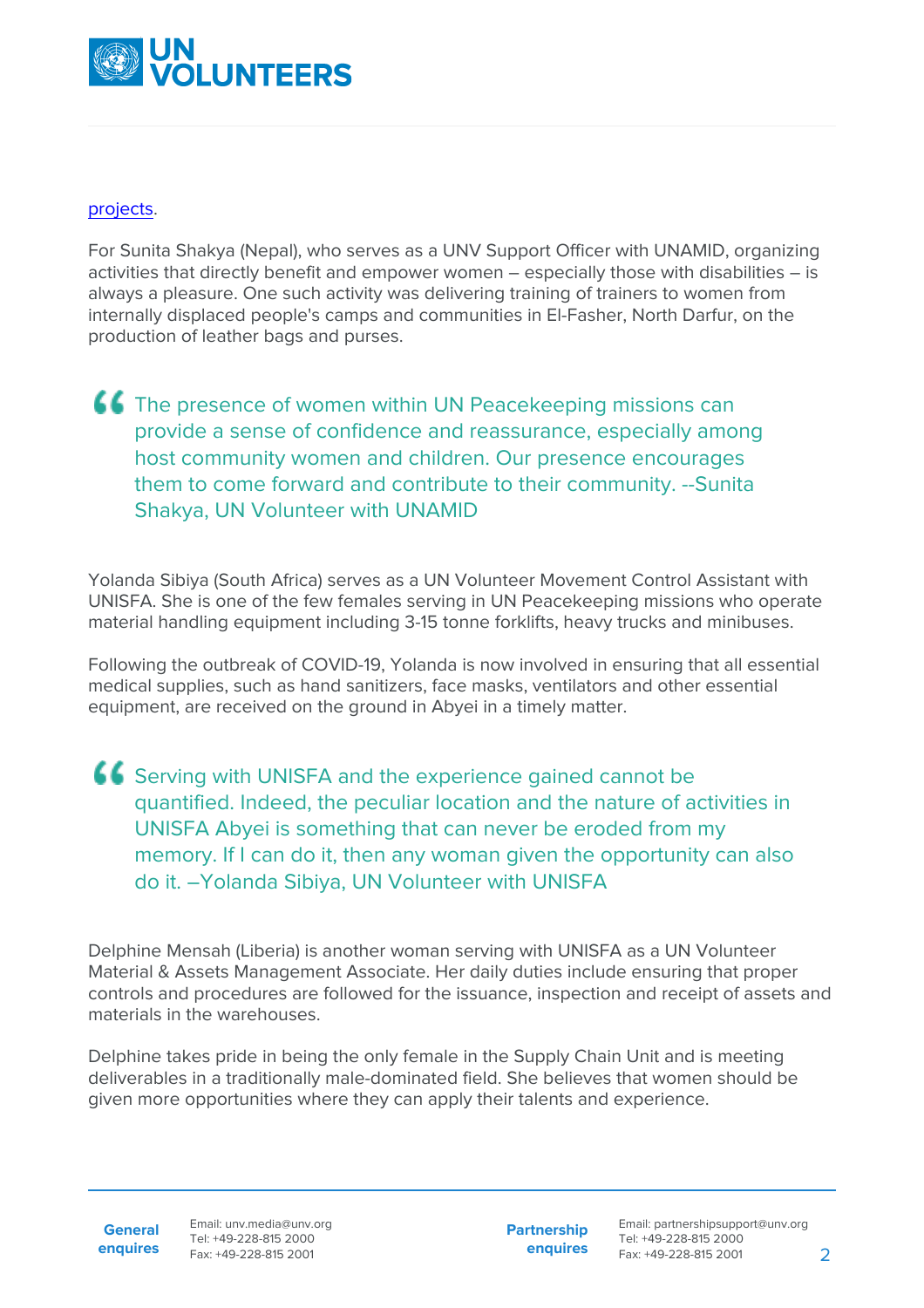projects.

For Sunita Shakya (Nepal), who serves as a UNV Support Officer with UNAMID, organizing activities that directly benefit and empower women – especially those with disabilities – is always a pleasure. One such activity was delivering training of trainers to women from internally displaced people's camps and communities in El-Fasher, North Darfur, on the production of leather bags and purses.

> The presence of women within UN Peacekeeping missions can provide a sense of confidence and reassurance, especially among host community women and children. Our presence encourages them to come forward and contribute to their community. --Sunita Shakya, UN Volunteer with UNAMID

Yolanda Sibiya (South Africa) serves as a UN Volunteer Movement Control Assistant with UNISFA. She is one of the few females serving in UN Peacekeeping missions who operate material handling equipment including 3-15 tonne forklifts, heavy trucks and minibuses.

Following the outbreak of COVID-19, Yolanda is now involved in ensuring that all essential medical supplies, such as hand sanitizers, face masks, ventilators and other essential equipment, are received on the ground in Abyei in a timely matter.

> Serving with UNISFA and the experience gained cannot be quantified. Indeed, the peculiar location and the nature of activities in UNISFA Abyei is something that can never be eroded from my memory. If I can do it, then any woman given the opportunity can also do it. –Yolanda Sibiya, UN Volunteer with UNISFA

Delphine Mensah (Liberia) is another woman serving with UNISFA as a UN Volunteer Material & Assets Management Associate. Her daily duties include ensuring that proper controls and procedures are followed for the issuance, inspection and receipt of assets and materials in the warehouses.

Delphine takes pride in being the only female in the Supply Chain Unit and is meeting deliverables in a traditionally male-dominated field. She believes that women should be given more opportunities where they can apply their talents and experience.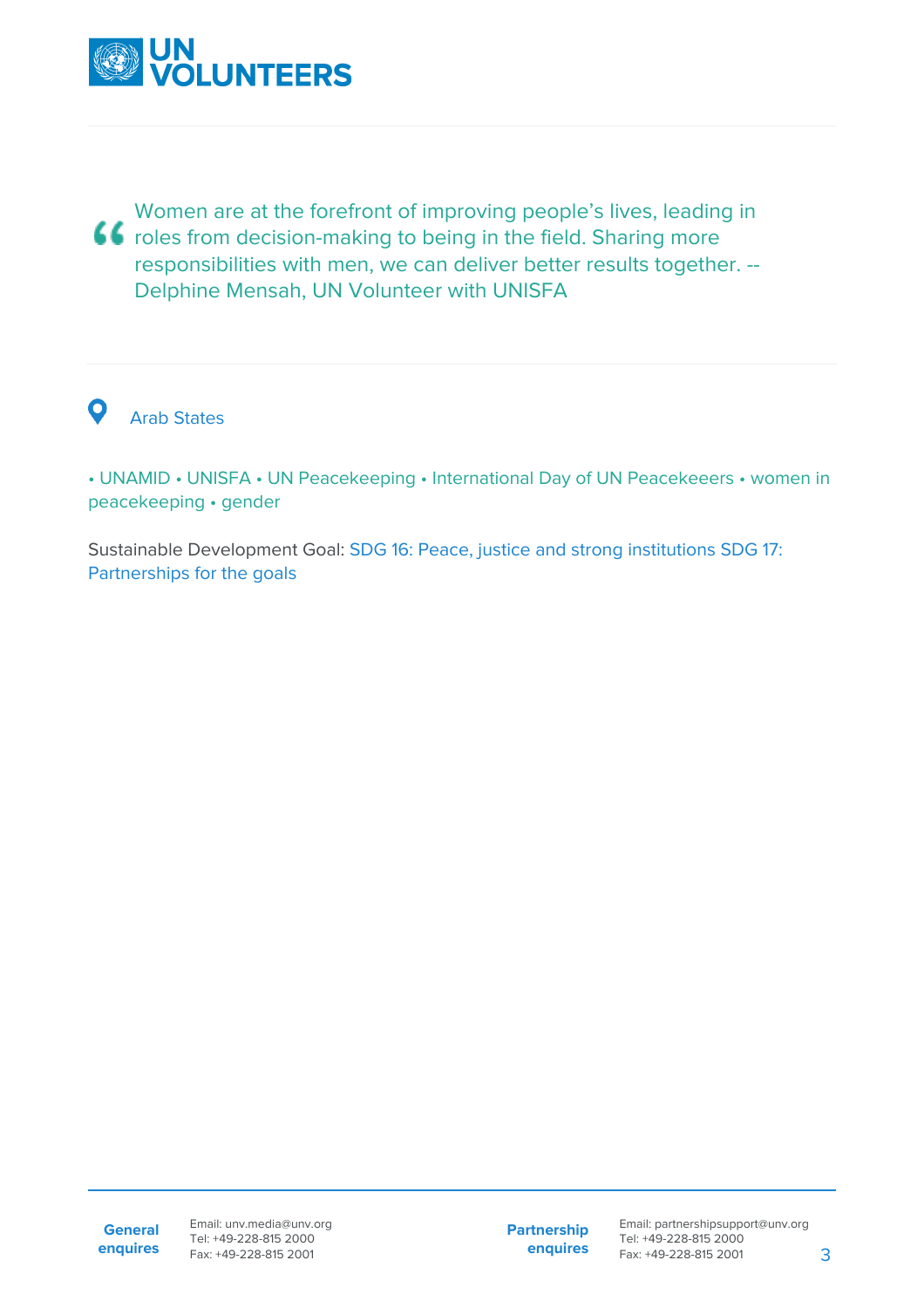> Women are at the forefront of improving people's lives, leading in roles from decision-making to being in the field. Sharing more responsibilities with men, we can deliver better results together. -- Delphine Mensah, UN Volunteer with UNISFA

Arab States

• UNAMID • UNISFA • UN Peacekeeping • International Day of UN Peacekeeers • women in peacekeeping • gender

Sustainable Development Goal: SDG 16: Peace, justice and strong institutions SDG 17: Partnerships for the goals

**General enquires**
Email: unv.media@unv.org
Tel: +49-228-815 2000
Fax: +49-228-815 2001

**Partnership enquires**
Email: partnershipsupport@unv.org
Tel: +49-228-815 2000
Fax: +49-228-815 2001